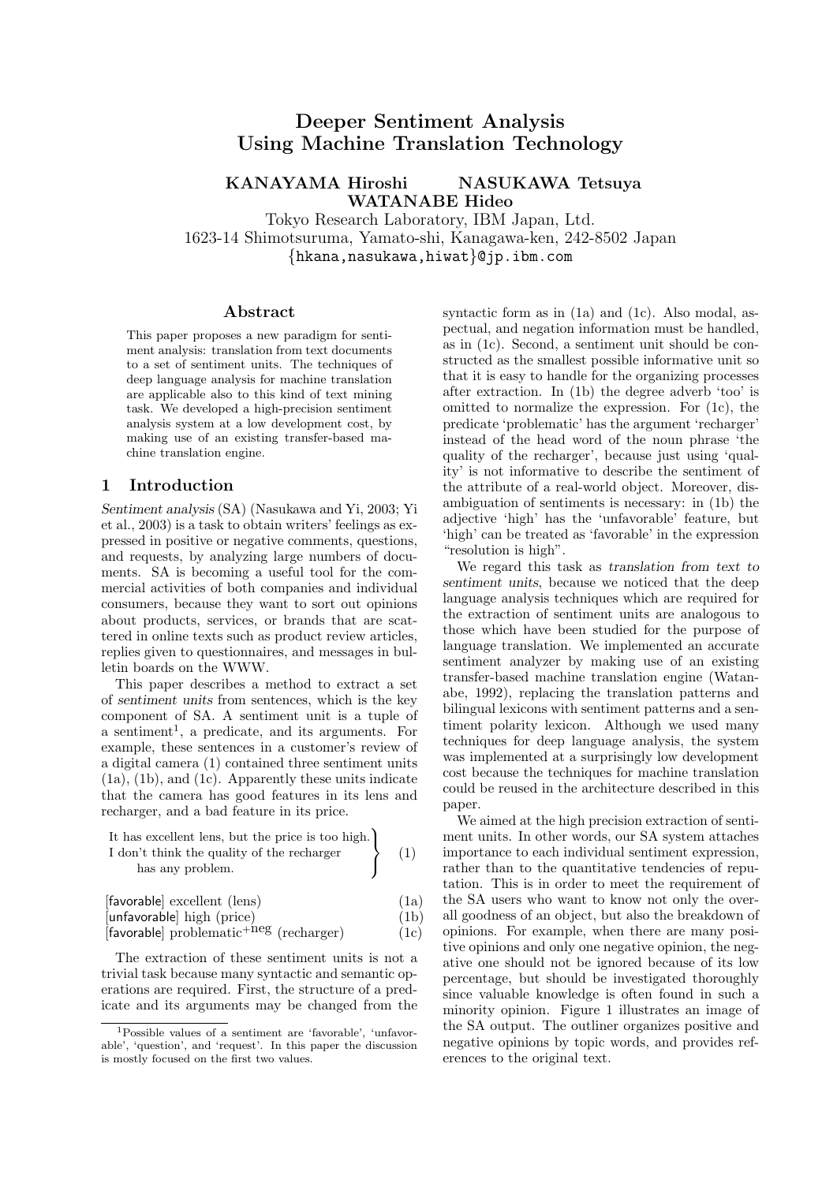# Deeper Sentiment Analysis Using Machine Translation Technology

**KANAYAMA Hiroshi NASUKAWA Tetsuya WATANABE Hideo**

Tokyo Research Laboratory, IBM Japan, Ltd.
1623-14 Shimotsuruma, Yamato-shi, Kanagawa-ken, 242-8502 Japan
{hkana,nasukawa,hiwat}@jp.ibm.com

## Abstract

This paper proposes a new paradigm for sentiment analysis: translation from text documents to a set of sentiment units. The techniques of deep language analysis for machine translation are applicable also to this kind of text mining task. We developed a high-precision sentiment analysis system at a low development cost, by making use of an existing transfer-based machine translation engine.

## 1 Introduction

*Sentiment analysis* (SA) (Nasukawa and Yi, 2003; Yi et al., 2003) is a task to obtain writers' feelings as expressed in positive or negative comments, questions, and requests, by analyzing large numbers of documents. SA is becoming a useful tool for the commercial activities of both companies and individual consumers, because they want to sort out opinions about products, services, or brands that are scattered in online texts such as product review articles, replies given to questionnaires, and messages in bulletin boards on the WWW.

This paper describes a method to extract a set of *sentiment units* from sentences, which is the key component of SA. A sentiment unit is a tuple of a sentiment[1], a predicate, and its arguments. For example, these sentences in a customer's review of a digital camera (1) contained three sentiment units (1a), (1b), and (1c). Apparently these units indicate that the camera has good features in its lens and recharger, and a bad feature in its price.

It has excellent lens, but the price is too high.
I don't think the quality of the recharger has any problem. (1)

[favorable] excellent (lens) (1a)
[unfavorable] high (price) (1b)
[favorable] problematic$^{+\text{neg}}$ (recharger) (1c)

The extraction of these sentiment units is not a trivial task because many syntactic and semantic operations are required. First, the structure of a predicate and its arguments may be changed from the syntactic form as in (1a) and (1c). Also modal, aspectual, and negation information must be handled, as in (1c). Second, a sentiment unit should be constructed as the smallest possible informative unit so that it is easy to handle for the organizing processes after extraction. In (1b) the degree adverb 'too' is omitted to normalize the expression. For (1c), the predicate 'problematic' has the argument 'recharger' instead of the head word of the noun phrase 'the quality of the recharger', because just using 'quality' is not informative to describe the sentiment of the attribute of a real-world object. Moreover, disambiguation of sentiments is necessary: in (1b) the adjective 'high' has the 'unfavorable' feature, but 'high' can be treated as 'favorable' in the expression "resolution is high".

We regard this task as *translation from text to sentiment units*, because we noticed that the deep language analysis techniques which are required for the extraction of sentiment units are analogous to those which have been studied for the purpose of language translation. We implemented an accurate sentiment analyzer by making use of an existing transfer-based machine translation engine (Watanabe, 1992), replacing the translation patterns and bilingual lexicons with sentiment patterns and a sentiment polarity lexicon. Although we used many techniques for deep language analysis, the system was implemented at a surprisingly low development cost because the techniques for machine translation could be reused in the architecture described in this paper.

We aimed at the high precision extraction of sentiment units. In other words, our SA system attaches importance to each individual sentiment expression, rather than to the quantitative tendencies of reputation. This is in order to meet the requirement of the SA users who want to know not only the overall goodness of an object, but also the breakdown of opinions. For example, when there are many positive opinions and only one negative opinion, the negative one should not be ignored because of its low percentage, but should be investigated thoroughly since valuable knowledge is often found in such a minority opinion. Figure 1 illustrates an image of the SA output. The outliner organizes positive and negative opinions by topic words, and provides references to the original text.

[1] Possible values of a sentiment are 'favorable', 'unfavorable', 'question', and 'request'. In this paper the discussion is mostly focused on the first two values.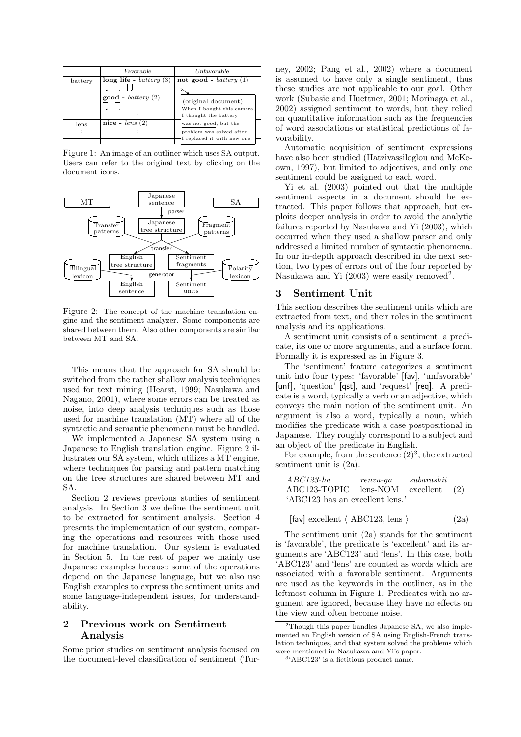| | *Favorable* | *Unfavorable* |
|---|---|---|
| battery | **long life** - *battery* (3) | **not good** - *battery* (1) |
| | **good** - *battery* (2) | (original document) When I bought this camera, I thought the battery was not good, but the problem was solved after I replaced it with new one. |
| | : | |
| lens | **nice** - *lens* (2) | |
| : | : | |

Figure 1: An image of an outliner which uses SA output. Users can refer to the original text by clicking on the document icons.

Figure 2: The concept of the machine translation engine and the sentiment analyzer. Some components are shared between them. Also other components are similar between MT and SA.

This means that the approach for SA should be switched from the rather shallow analysis techniques used for text mining (Hearst, 1999; Nasukawa and Nagano, 2001), where some errors can be treated as noise, into deep analysis techniques such as those used for machine translation (MT) where all of the syntactic and semantic phenomena must be handled.

We implemented a Japanese SA system using a Japanese to English translation engine. Figure 2 illustrates our SA system, which utilizes a MT engine, where techniques for parsing and pattern matching on the tree structures are shared between MT and SA.

Section 2 reviews previous studies of sentiment analysis. In Section 3 we define the sentiment unit to be extracted for sentiment analysis. Section 4 presents the implementation of our system, comparing the operations and resources with those used for machine translation. Our system is evaluated in Section 5. In the rest of paper we mainly use Japanese examples because some of the operations depend on the Japanese language, but we also use English examples to express the sentiment units and some language-independent issues, for understandability.

## 2 Previous work on Sentiment Analysis

Some prior studies on sentiment analysis focused on the document-level classification of sentiment (Turney, 2002; Pang et al., 2002) where a document is assumed to have only a single sentiment, thus these studies are not applicable to our goal. Other work (Subasic and Huettner, 2001; Morinaga et al., 2002) assigned sentiment to words, but they relied on quantitative information such as the frequencies of word associations or statistical predictions of favorability.

Automatic acquisition of sentiment expressions have also been studied (Hatzivassiloglou and McKeown, 1997), but limited to adjectives, and only one sentiment could be assigned to each word.

Yi et al. (2003) pointed out that the multiple sentiment aspects in a document should be extracted. This paper follows that approach, but exploits deeper analysis in order to avoid the analytic failures reported by Nasukawa and Yi (2003), which occurred when they used a shallow parser and only addressed a limited number of syntactic phenomena. In our in-depth approach described in the next section, two types of errors out of the four reported by Nasukawa and Yi (2003) were easily removed[2].

## 3 Sentiment Unit

This section describes the sentiment units which are extracted from text, and their roles in the sentiment analysis and its applications.

A sentiment unit consists of a sentiment, a predicate, its one or more arguments, and a surface form. Formally it is expressed as in Figure 3.

The 'sentiment' feature categorizes a sentiment unit into four types: 'favorable' [fav], 'unfavorable' [unf], 'question' [qst], and 'request' [req]. A predicate is a word, typically a verb or an adjective, which conveys the main notion of the sentiment unit. An argument is also a word, typically a noun, which modifies the predicate with a case postpositional in Japanese. They roughly correspond to a subject and an object of the predicate in English.

For example, from the sentence (2)[3], the extracted sentiment unit is (2a).

*ABC123-ha* *renzu-ga* *subarashii.*
ABC123-TOPIC lens-NOM excellent (2)
'ABC123 has an excellent lens.'

[fav] excellent ⟨ ABC123, lens ⟩ (2a)

The sentiment unit (2a) stands for the sentiment is 'favorable', the predicate is 'excellent' and its arguments are 'ABC123' and 'lens'. In this case, both 'ABC123' and 'lens' are counted as words which are associated with a favorable sentiment. Arguments are used as the keywords in the outliner, as in the leftmost column in Figure 1. Predicates with no argument are ignored, because they have no effects on the view and often become noise.

[2] Though this paper handles Japanese SA, we also implemented an English version of SA using English-French translation techniques, and that system solved the problems which were mentioned in Nasukawa and Yi's paper.

[3] 'ABC123' is a fictitious product name.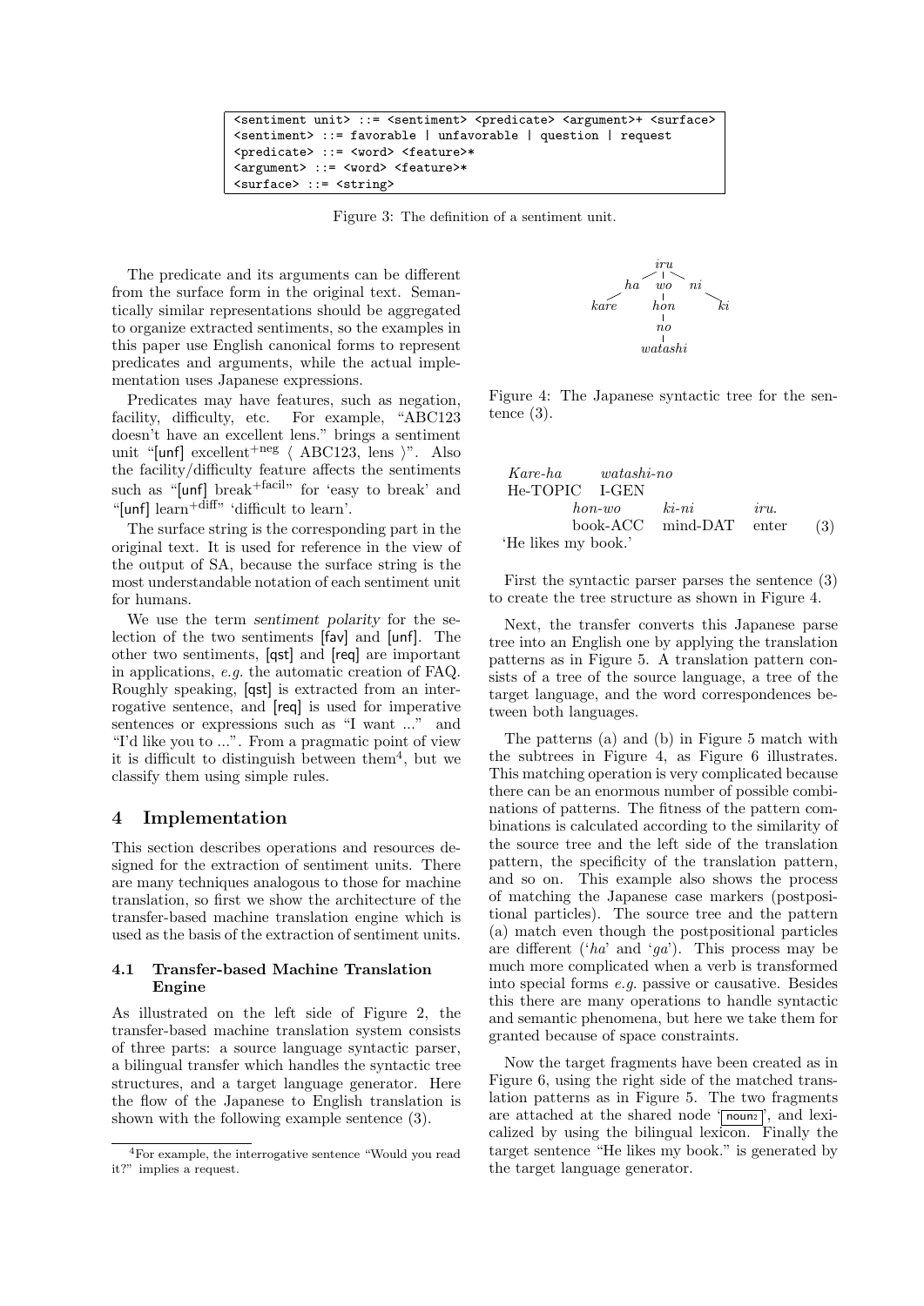```
<sentiment unit> ::= <sentiment> <predicate> <argument>+ <surface>
<sentiment> ::= favorable | unfavorable | question | request
<predicate> ::= <word> <feature>*
<argument> ::= <word> <feature>*
<surface> ::= <string>
```

Figure 3: The definition of a sentiment unit.

The predicate and its arguments can be different from the surface form in the original text. Semantically similar representations should be aggregated to organize extracted sentiments, so the examples in this paper use English canonical forms to represent predicates and arguments, while the actual implementation uses Japanese expressions.

Predicates may have features, such as negation, facility, difficulty, etc. For example, "ABC123 doesn't have an excellent lens." brings a sentiment unit "[unf] excellent$^{+neg}$ ⟨ ABC123, lens ⟩". Also the facility/difficulty feature affects the sentiments such as "[unf] break$^{+facil}$" for 'easy to break' and "[unf] learn$^{+diff}$" 'difficult to learn'.

The surface string is the corresponding part in the original text. It is used for reference in the view of the output of SA, because the surface string is the most understandable notation of each sentiment unit for humans.

We use the term *sentiment polarity* for the selection of the two sentiments [fav] and [unf]. The other two sentiments, [qst] and [req] are important in applications, *e.g.* the automatic creation of FAQ. Roughly speaking, [qst] is extracted from an interrogative sentence, and [req] is used for imperative sentences or expressions such as "I want ..." and "I'd like you to ...". From a pragmatic point of view it is difficult to distinguish between them[4], but we classify them using simple rules.

## 4 Implementation

This section describes operations and resources designed for the extraction of sentiment units. There are many techniques analogous to those for machine translation, so first we show the architecture of the transfer-based machine translation engine which is used as the basis of the extraction of sentiment units.

### 4.1 Transfer-based Machine Translation Engine

As illustrated on the left side of Figure 2, the transfer-based machine translation system consists of three parts: a source language syntactic parser, a bilingual transfer which handles the syntactic tree structures, and a target language generator. Here the flow of the Japanese to English translation is shown with the following example sentence (3).

[4]For example, the interrogative sentence "Would you read it?" implies a request.

```
            iru
          /  |  \
        ha   wo   ni
       /     |      \
    kare    hon      ki
             |
             no
             |
          watashi
```

Figure 4: The Japanese syntactic tree for the sentence (3).

*Kare-ha* *watashi-no*
He-TOPIC I-GEN
*hon-wo* *ki-ni* *iru.*
book-ACC mind-DAT enter (3)
'He likes my book.'

First the syntactic parser parses the sentence (3) to create the tree structure as shown in Figure 4.

Next, the transfer converts this Japanese parse tree into an English one by applying the translation patterns as in Figure 5. A translation pattern consists of a tree of the source language, a tree of the target language, and the word correspondences between both languages.

The patterns (a) and (b) in Figure 5 match with the subtrees in Figure 4, as Figure 6 illustrates. This matching operation is very complicated because there can be an enormous number of possible combinations of patterns. The fitness of the pattern combinations is calculated according to the similarity of the source tree and the left side of the translation pattern, the specificity of the translation pattern, and so on. This example also shows the process of matching the Japanese case markers (postpositional particles). The source tree and the pattern (a) match even though the postpositional particles are different ('*ha*' and '*ga*'). This process may be much more complicated when a verb is transformed into special forms *e.g.* passive or causative. Besides this there are many operations to handle syntactic and semantic phenomena, but here we take them for granted because of space constraints.

Now the target fragments have been created as in Figure 6, using the right side of the matched translation patterns as in Figure 5. The two fragments are attached at the shared node '$noun_2$', and lexicalized by using the bilingual lexicon. Finally the target sentence "He likes my book." is generated by the target language generator.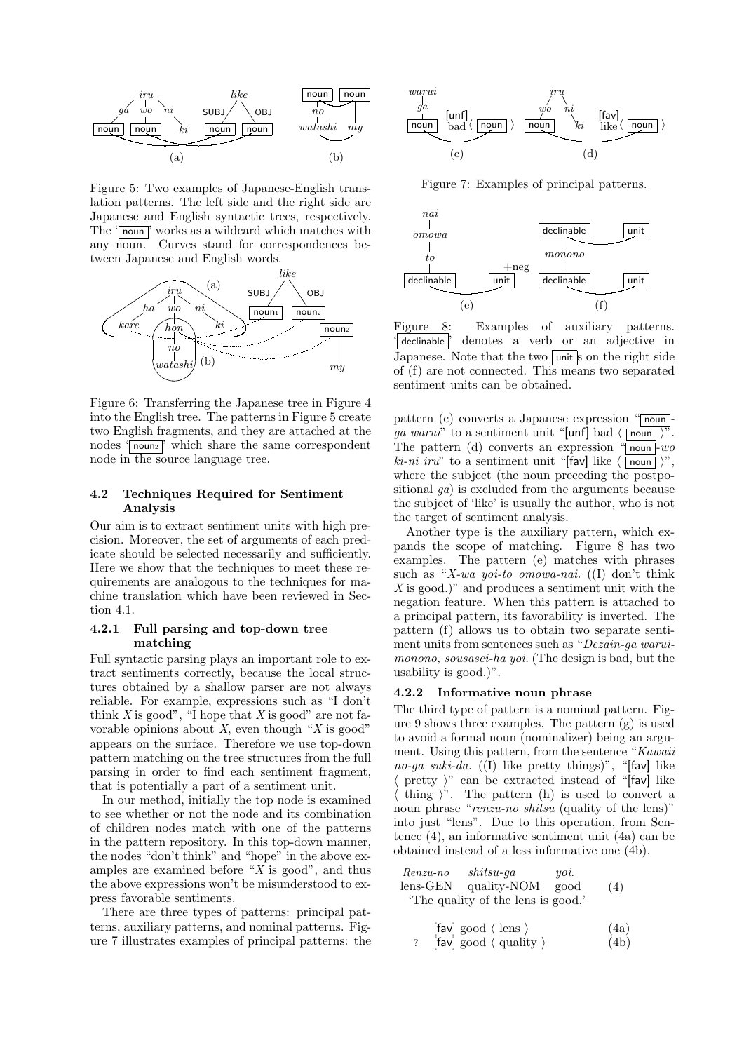Figure 5: Two examples of Japanese-English translation patterns. The left side and the right side are Japanese and English syntactic trees, respectively. The 'noun' works as a wildcard which matches with any noun. Curves stand for correspondences between Japanese and English words.

Figure 6: Transferring the Japanese tree in Figure 4 into the English tree. The patterns in Figure 5 create two English fragments, and they are attached at the nodes 'noun2' which share the same correspondent node in the source language tree.

### 4.2 Techniques Required for Sentiment Analysis

Our aim is to extract sentiment units with high precision. Moreover, the set of arguments of each predicate should be selected necessarily and sufficiently. Here we show that the techniques to meet these requirements are analogous to the techniques for machine translation which have been reviewed in Section 4.1.

#### 4.2.1 Full parsing and top-down tree matching

Full syntactic parsing plays an important role to extract sentiments correctly, because the local structures obtained by a shallow parser are not always reliable. For example, expressions such as "I don't think $X$ is good", "I hope that $X$ is good" are not favorable opinions about $X$, even though "$X$ is good" appears on the surface. Therefore we use top-down pattern matching on the tree structures from the full parsing in order to find each sentiment fragment, that is potentially a part of a sentiment unit.

In our method, initially the top node is examined to see whether or not the node and its combination of children nodes match with one of the patterns in the pattern repository. In this top-down manner, the nodes "don't think" and "hope" in the above examples are examined before "$X$ is good", and thus the above expressions won't be misunderstood to express favorable sentiments.

There are three types of patterns: principal patterns, auxiliary patterns, and nominal patterns. Figure 7 illustrates examples of principal patterns: the pattern (c) converts a Japanese expression "noun-*ga warui*" to a sentiment unit "[unf] bad ⟨ noun ⟩". The pattern (d) converts an expression "noun-*wo ki-ni iru*" to a sentiment unit "[fav] like ⟨ noun ⟩", where the subject (the noun preceding the postpositional *ga*) is excluded from the arguments because the subject of 'like' is usually the author, who is not the target of sentiment analysis.

Figure 7: Examples of principal patterns.

Figure 8: Examples of auxiliary patterns. 'declinable' denotes a verb or an adjective in Japanese. Note that the two unit s on the right side of (f) are not connected. This means two separated sentiment units can be obtained.

Another type is the auxiliary pattern, which expands the scope of matching. Figure 8 has two examples. The pattern (e) matches with phrases such as "*X-wa yoi-to omowa-nai.* ((I) don't think $X$ is good.)" and produces a sentiment unit with the negation feature. When this pattern is attached to a principal pattern, its favorability is inverted. The pattern (f) allows us to obtain two separate sentiment units from sentences such as "*Dezain-ga warui-monono, sousasei-ha yoi.* (The design is bad, but the usability is good.)".

#### 4.2.2 Informative noun phrase

The third type of pattern is a nominal pattern. Figure 9 shows three examples. The pattern (g) is used to avoid a formal noun (nominalizer) being an argument. Using this pattern, from the sentence "*Kawaii no-ga suki-da.* ((I) like pretty things)", "[fav] like ⟨ pretty ⟩" can be extracted instead of "[fav] like ⟨ thing ⟩". The pattern (h) is used to convert a noun phrase "*renzu-no shitsu* (quality of the lens)" into just "lens". Due to this operation, from Sentence (4), an informative sentiment unit (4a) can be obtained instead of a less informative one (4b).

| *Renzu-no* | *shitsu-ga* | *yoi.* | |
|---|---|---|---|
| lens-GEN | quality-NOM | good | (4) |

'The quality of the lens is good.'

| | | |
|---|---|---|
| | [fav] good ⟨ lens ⟩ | (4a) |
| ? | [fav] good ⟨ quality ⟩ | (4b) |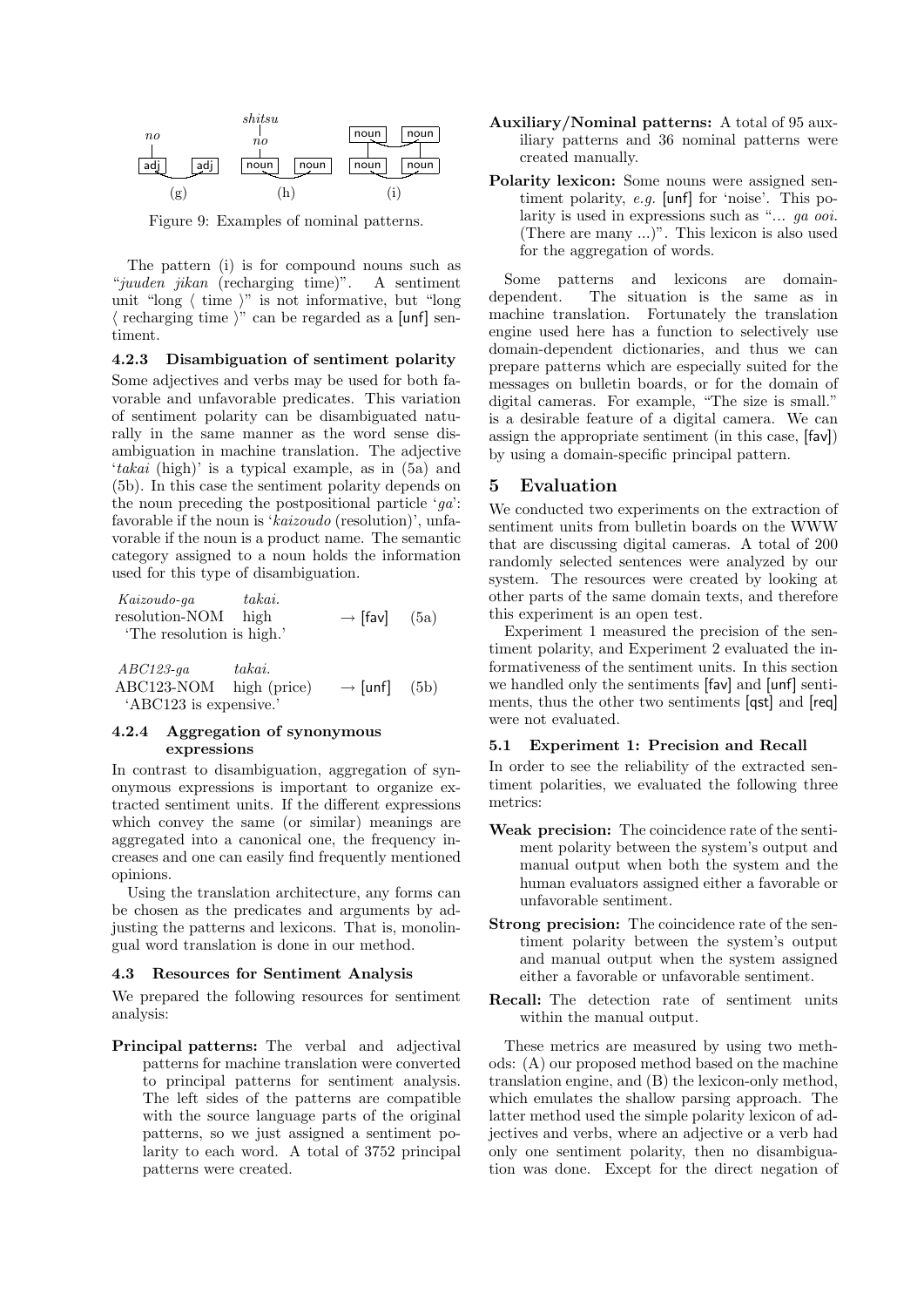Figure 9: Examples of nominal patterns.

The pattern (i) is for compound nouns such as "*juuden jikan* (recharging time)". A sentiment unit "long ⟨ time ⟩" is not informative, but "long ⟨ recharging time ⟩" can be regarded as a [unf] sentiment.

#### 4.2.3 Disambiguation of sentiment polarity

Some adjectives and verbs may be used for both favorable and unfavorable predicates. This variation of sentiment polarity can be disambiguated naturally in the same manner as the word sense disambiguation in machine translation. The adjective '*takai* (high)' is a typical example, as in (5a) and (5b). In this case the sentiment polarity depends on the noun preceding the postpositional particle '*ga*': favorable if the noun is '*kaizoudo* (resolution)', unfavorable if the noun is a product name. The semantic category assigned to a noun holds the information used for this type of disambiguation.

*Kaizoudo-ga* *takai.*
resolution-NOM high → [fav] (5a)
'The resolution is high.'

*ABC123-ga* *takai.*
ABC123-NOM high (price) → [unf] (5b)
'ABC123 is expensive.'

#### 4.2.4 Aggregation of synonymous expressions

In contrast to disambiguation, aggregation of synonymous expressions is important to organize extracted sentiment units. If the different expressions which convey the same (or similar) meanings are aggregated into a canonical one, the frequency increases and one can easily find frequently mentioned opinions.

Using the translation architecture, any forms can be chosen as the predicates and arguments by adjusting the patterns and lexicons. That is, monolingual word translation is done in our method.

### 4.3 Resources for Sentiment Analysis

We prepared the following resources for sentiment analysis:

**Principal patterns:** The verbal and adjectival patterns for machine translation were converted to principal patterns for sentiment analysis. The left sides of the patterns are compatible with the source language parts of the original patterns, so we just assigned a sentiment polarity to each word. A total of 3752 principal patterns were created.

**Auxiliary/Nominal patterns:** A total of 95 auxiliary patterns and 36 nominal patterns were created manually.

**Polarity lexicon:** Some nouns were assigned sentiment polarity, *e.g.* [unf] for 'noise'. This polarity is used in expressions such as "... *ga ooi.* (There are many ...)". This lexicon is also used for the aggregation of words.

Some patterns and lexicons are domain-dependent. The situation is the same as in machine translation. Fortunately the translation engine used here has a function to selectively use domain-dependent dictionaries, and thus we can prepare patterns which are especially suited for the messages on bulletin boards, or for the domain of digital cameras. For example, "The size is small." is a desirable feature of a digital camera. We can assign the appropriate sentiment (in this case, [fav]) by using a domain-specific principal pattern.

## 5 Evaluation

We conducted two experiments on the extraction of sentiment units from bulletin boards on the WWW that are discussing digital cameras. A total of 200 randomly selected sentences were analyzed by our system. The resources were created by looking at other parts of the same domain texts, and therefore this experiment is an open test.

Experiment 1 measured the precision of the sentiment polarity, and Experiment 2 evaluated the informativeness of the sentiment units. In this section we handled only the sentiments [fav] and [unf] sentiments, thus the other two sentiments [qst] and [req] were not evaluated.

### 5.1 Experiment 1: Precision and Recall

In order to see the reliability of the extracted sentiment polarities, we evaluated the following three metrics:

**Weak precision:** The coincidence rate of the sentiment polarity between the system's output and manual output when both the system and the human evaluators assigned either a favorable or unfavorable sentiment.

**Strong precision:** The coincidence rate of the sentiment polarity between the system's output and manual output when the system assigned either a favorable or unfavorable sentiment.

**Recall:** The detection rate of sentiment units within the manual output.

These metrics are measured by using two methods: (A) our proposed method based on the machine translation engine, and (B) the lexicon-only method, which emulates the shallow parsing approach. The latter method used the simple polarity lexicon of adjectives and verbs, where an adjective or a verb had only one sentiment polarity, then no disambiguation was done. Except for the direct negation of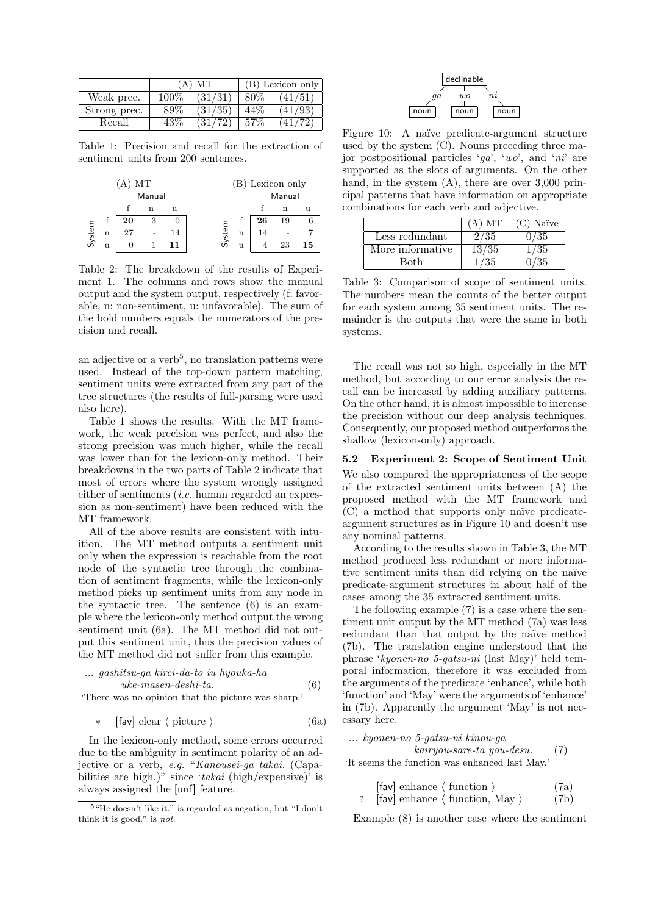| | (A) MT | | (B) Lexicon only | |
|---|---|---|---|---|
| Weak prec. | 100% | (31/31) | 80% | (41/51) |
| Strong prec. | 89% | (31/35) | 44% | (41/93) |
| Recall | 43% | (31/72) | 57% | (41/72) |

Table 1: Precision and recall for the extraction of sentiment units from 200 sentences.

(A) MT

| System \ Manual | f | n | u |
|---|---|---|---|
| f | **20** | 3 | 0 |
| n | 27 | - | 14 |
| u | 0 | 1 | **11** |

(B) Lexicon only

| System \ Manual | f | n | u |
|---|---|---|---|
| f | **26** | 19 | 6 |
| n | 14 | - | 7 |
| u | 4 | 23 | **15** |

Table 2: The breakdown of the results of Experiment 1. The columns and rows show the manual output and the system output, respectively (f: favorable, n: non-sentiment, u: unfavorable). The sum of the bold numbers equals the numerators of the precision and recall.

an adjective or a verb[5], no translation patterns were used. Instead of the top-down pattern matching, sentiment units were extracted from any part of the tree structures (the results of full-parsing were used also here).

Table 1 shows the results. With the MT framework, the weak precision was perfect, and also the strong precision was much higher, while the recall was lower than for the lexicon-only method. Their breakdowns in the two parts of Table 2 indicate that most of errors where the system wrongly assigned either of sentiments (*i.e.* human regarded an expression as non-sentiment) have been reduced with the MT framework.

All of the above results are consistent with intuition. The MT method outputs a sentiment unit only when the expression is reachable from the root node of the syntactic tree through the combination of sentiment fragments, while the lexicon-only method picks up sentiment units from any node in the syntactic tree. The sentence (6) is an example where the lexicon-only method output the wrong sentiment unit (6a). The MT method did not output this sentiment unit, thus the precision values of the MT method did not suffer from this example.

... *gashitsu-ga kirei-da-to iu hyouka-ha uke-masen-deshi-ta.* (6)
'There was no opinion that the picture was sharp.'

∗ [fav] clear ⟨ picture ⟩ (6a)

In the lexicon-only method, some errors occurred due to the ambiguity in sentiment polarity of an adjective or a verb, *e.g.* "*Kanousei-ga takai.* (Capabilities are high.)" since '*takai* (high/expensive)' is always assigned the [unf] feature.

[5] "He doesn't like it." is regarded as negation, but "I don't think it is good." is *not*.

declinable → *ga*: noun, *wo*: noun, *ni*: noun

Figure 10: A naïve predicate-argument structure used by the system (C). Nouns preceding three major postpositional particles '*ga*', '*wo*', and '*ni*' are supported as the slots of arguments. On the other hand, in the system (A), there are over 3,000 principal patterns that have information on appropriate combinations for each verb and adjective.

| | (A) MT | (C) Naïve |
|---|---|---|
| Less redundant | 2/35 | 0/35 |
| More informative | 13/35 | 1/35 |
| Both | 1/35 | 0/35 |

Table 3: Comparison of scope of sentiment units. The numbers mean the counts of the better output for each system among 35 sentiment units. The remainder is the outputs that were the same in both systems.

The recall was not so high, especially in the MT method, but according to our error analysis the recall can be increased by adding auxiliary patterns. On the other hand, it is almost impossible to increase the precision without our deep analysis techniques. Consequently, our proposed method outperforms the shallow (lexicon-only) approach.

### 5.2 Experiment 2: Scope of Sentiment Unit

We also compared the appropriateness of the scope of the extracted sentiment units between (A) the proposed method with the MT framework and (C) a method that supports only naïve predicate-argument structures as in Figure 10 and doesn't use any nominal patterns.

According to the results shown in Table 3, the MT method produced less redundant or more informative sentiment units than did relying on the naïve predicate-argument structures in about half of the cases among the 35 extracted sentiment units.

The following example (7) is a case where the sentiment unit output by the MT method (7a) was less redundant than that output by the naïve method (7b). The translation engine understood that the phrase '*kyonen-no 5-gatsu-ni* (last May)' held temporal information, therefore it was excluded from the arguments of the predicate 'enhance', while both 'function' and 'May' were the arguments of 'enhance' in (7b). Apparently the argument 'May' is not necessary here.

... *kyonen-no 5-gatsu-ni kinou-ga kairyou-sare-ta you-desu.* (7)
'It seems the function was enhanced last May.'

[fav] enhance ⟨ function ⟩ (7a)
? [fav] enhance ⟨ function, May ⟩ (7b)

Example (8) is another case where the sentiment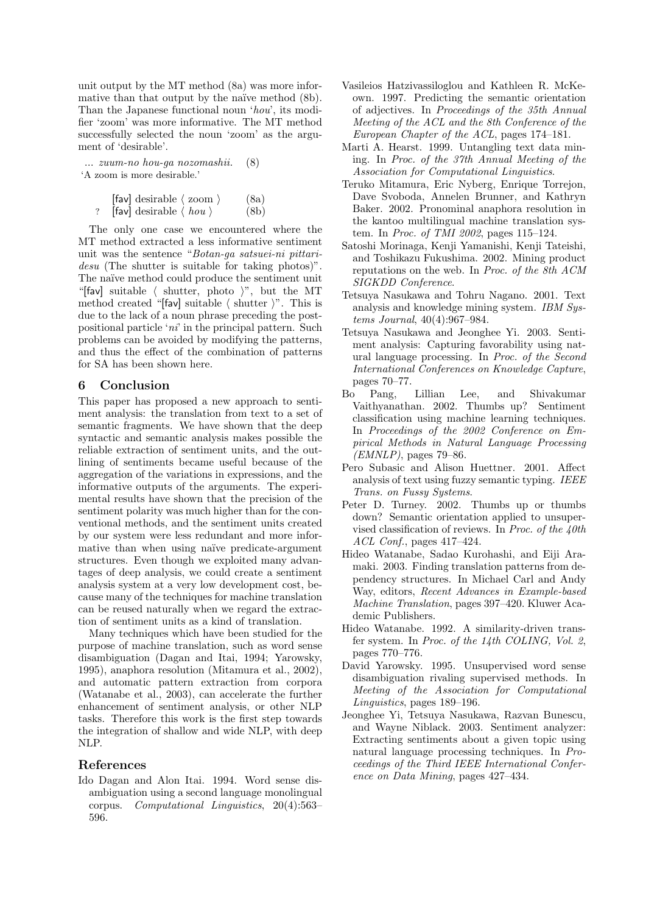unit output by the MT method (8a) was more informative than that output by the naïve method (8b). Than the Japanese functional noun '*hou*', its modifier 'zoom' was more informative. The MT method successfully selected the noun 'zoom' as the argument of 'desirable'.

*... zuum-no hou-ga nozomashii.* (8)
'A zoom is more desirable.'

[fav] desirable ⟨ zoom ⟩ (8a)
? [fav] desirable ⟨ *hou* ⟩ (8b)

The only one case we encountered where the MT method extracted a less informative sentiment unit was the sentence "*Botan-ga satsuei-ni pittari-desu* (The shutter is suitable for taking photos)". The naïve method could produce the sentiment unit "[fav] suitable ⟨ shutter, photo ⟩", but the MT method created "[fav] suitable ⟨ shutter ⟩". This is due to the lack of a noun phrase preceding the postpositional particle '*ni*' in the principal pattern. Such problems can be avoided by modifying the patterns, and thus the effect of the combination of patterns for SA has been shown here.

## 6 Conclusion

This paper has proposed a new approach to sentiment analysis: the translation from text to a set of semantic fragments. We have shown that the deep syntactic and semantic analysis makes possible the reliable extraction of sentiment units, and the outlining of sentiments became useful because of the aggregation of the variations in expressions, and the informative outputs of the arguments. The experimental results have shown that the precision of the sentiment polarity was much higher than for the conventional methods, and the sentiment units created by our system were less redundant and more informative than when using naïve predicate-argument structures. Even though we exploited many advantages of deep analysis, we could create a sentiment analysis system at a very low development cost, because many of the techniques for machine translation can be reused naturally when we regard the extraction of sentiment units as a kind of translation.

Many techniques which have been studied for the purpose of machine translation, such as word sense disambiguation (Dagan and Itai, 1994; Yarowsky, 1995), anaphora resolution (Mitamura et al., 2002), and automatic pattern extraction from corpora (Watanabe et al., 2003), can accelerate the further enhancement of sentiment analysis, or other NLP tasks. Therefore this work is the first step towards the integration of shallow and wide NLP, with deep NLP.

## References

Ido Dagan and Alon Itai. 1994. Word sense disambiguation using a second language monolingual corpus. *Computational Linguistics*, 20(4):563–596.

Vasileios Hatzivassiloglou and Kathleen R. McKeown. 1997. Predicting the semantic orientation of adjectives. In *Proceedings of the 35th Annual Meeting of the ACL and the 8th Conference of the European Chapter of the ACL*, pages 174–181.

Marti A. Hearst. 1999. Untangling text data mining. In *Proc. of the 37th Annual Meeting of the Association for Computational Linguistics*.

Teruko Mitamura, Eric Nyberg, Enrique Torrejon, Dave Svoboda, Annelen Brunner, and Kathryn Baker. 2002. Pronominal anaphora resolution in the kantoo multilingual machine translation system. In *Proc. of TMI 2002*, pages 115–124.

Satoshi Morinaga, Kenji Yamanishi, Kenji Tateishi, and Toshikazu Fukushima. 2002. Mining product reputations on the web. In *Proc. of the 8th ACM SIGKDD Conference*.

Tetsuya Nasukawa and Tohru Nagano. 2001. Text analysis and knowledge mining system. *IBM Systems Journal*, 40(4):967–984.

Tetsuya Nasukawa and Jeonghee Yi. 2003. Sentiment analysis: Capturing favorability using natural language processing. In *Proc. of the Second International Conferences on Knowledge Capture*, pages 70–77.

Bo Pang, Lillian Lee, and Shivakumar Vaithyanathan. 2002. Thumbs up? Sentiment classification using machine learning techniques. In *Proceedings of the 2002 Conference on Empirical Methods in Natural Language Processing (EMNLP)*, pages 79–86.

Pero Subasic and Alison Huettner. 2001. Affect analysis of text using fuzzy semantic typing. *IEEE Trans. on Fussy Systems*.

Peter D. Turney. 2002. Thumbs up or thumbs down? Semantic orientation applied to unsupervised classification of reviews. In *Proc. of the 40th ACL Conf.*, pages 417–424.

Hideo Watanabe, Sadao Kurohashi, and Eiji Aramaki. 2003. Finding translation patterns from dependency structures. In Michael Carl and Andy Way, editors, *Recent Advances in Example-based Machine Translation*, pages 397–420. Kluwer Academic Publishers.

Hideo Watanabe. 1992. A similarity-driven transfer system. In *Proc. of the 14th COLING, Vol. 2*, pages 770–776.

David Yarowsky. 1995. Unsupervised word sense disambiguation rivaling supervised methods. In *Meeting of the Association for Computational Linguistics*, pages 189–196.

Jeonghee Yi, Tetsuya Nasukawa, Razvan Bunescu, and Wayne Niblack. 2003. Sentiment analyzer: Extracting sentiments about a given topic using natural language processing techniques. In *Proceedings of the Third IEEE International Conference on Data Mining*, pages 427–434.